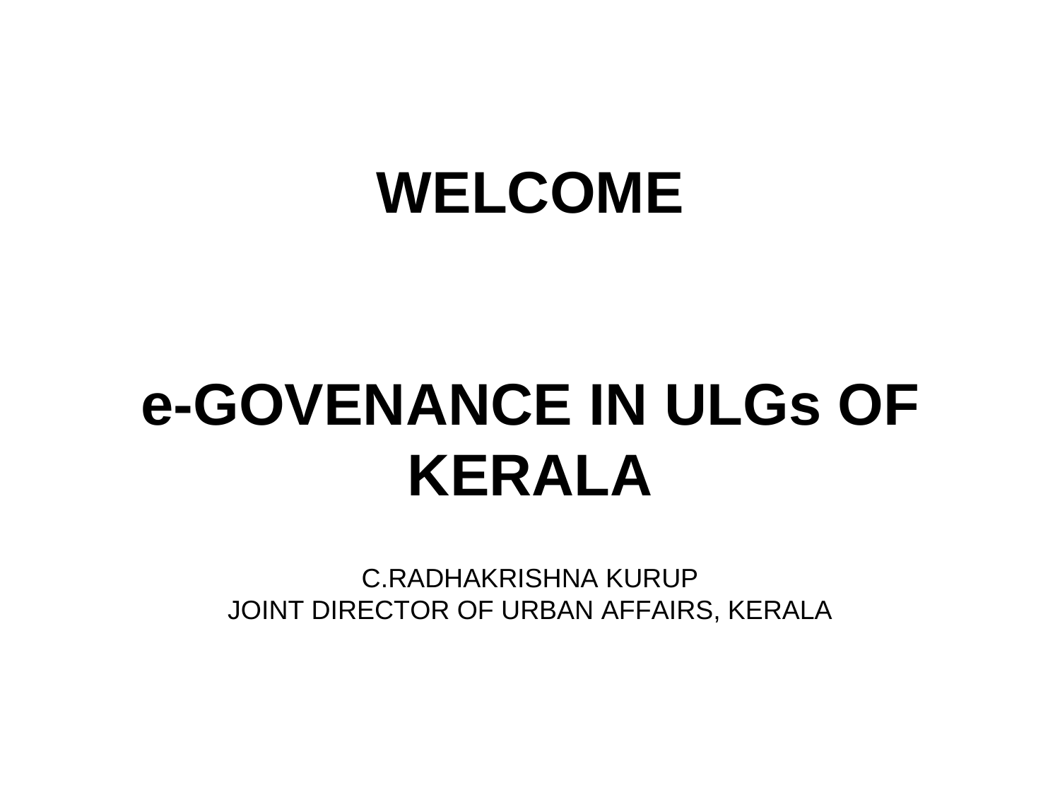# WELCOME

# e-GOVENANCE IN ULGs OF KERALA

C.RADHAKRISHNA KURUP
JOINT DIRECTOR OF URBAN AFFAIRS, KERALA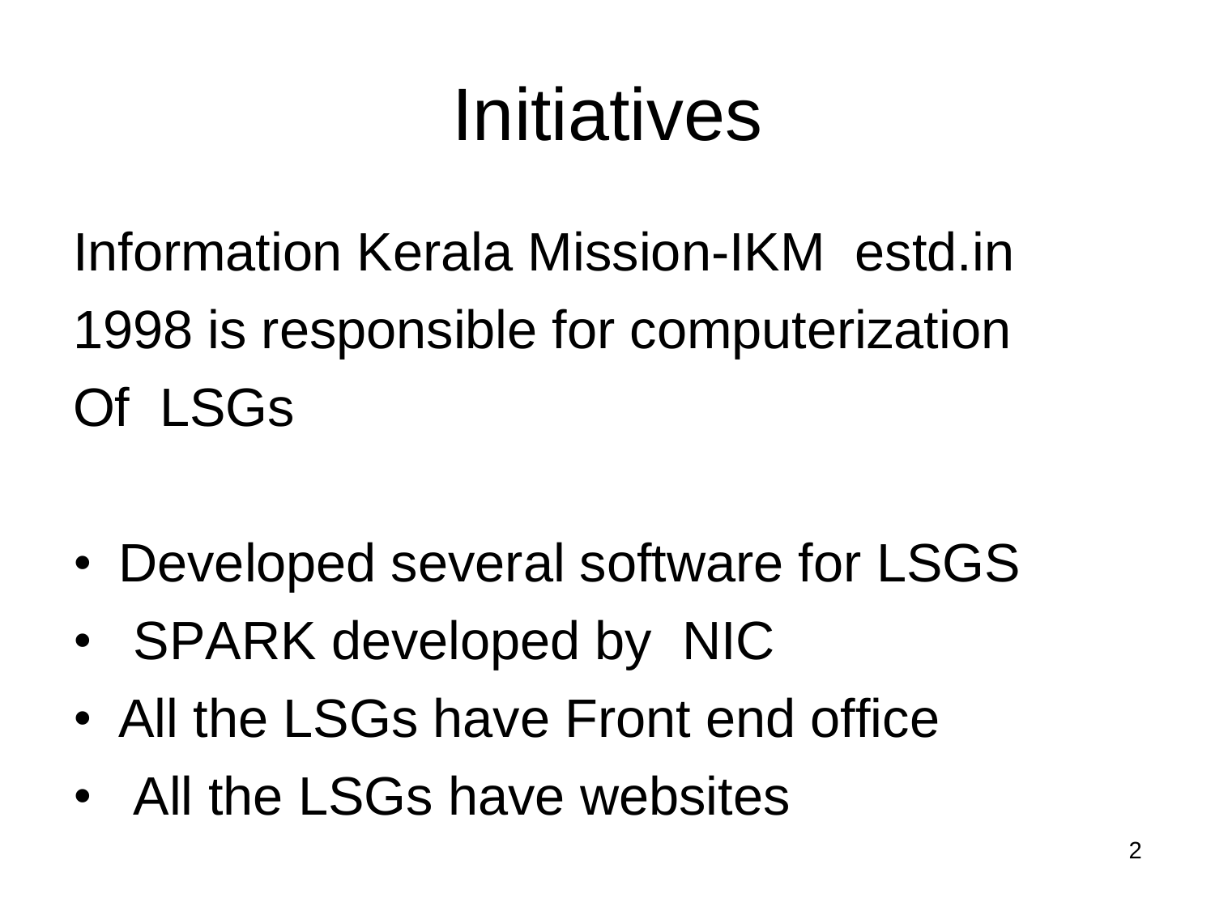# Initiatives

Information Kerala Mission-IKM estd.in 1998 is responsible for computerization Of LSGs

- Developed several software for LSGS
- SPARK developed by NIC
- All the LSGs have Front end office
- All the LSGs have websites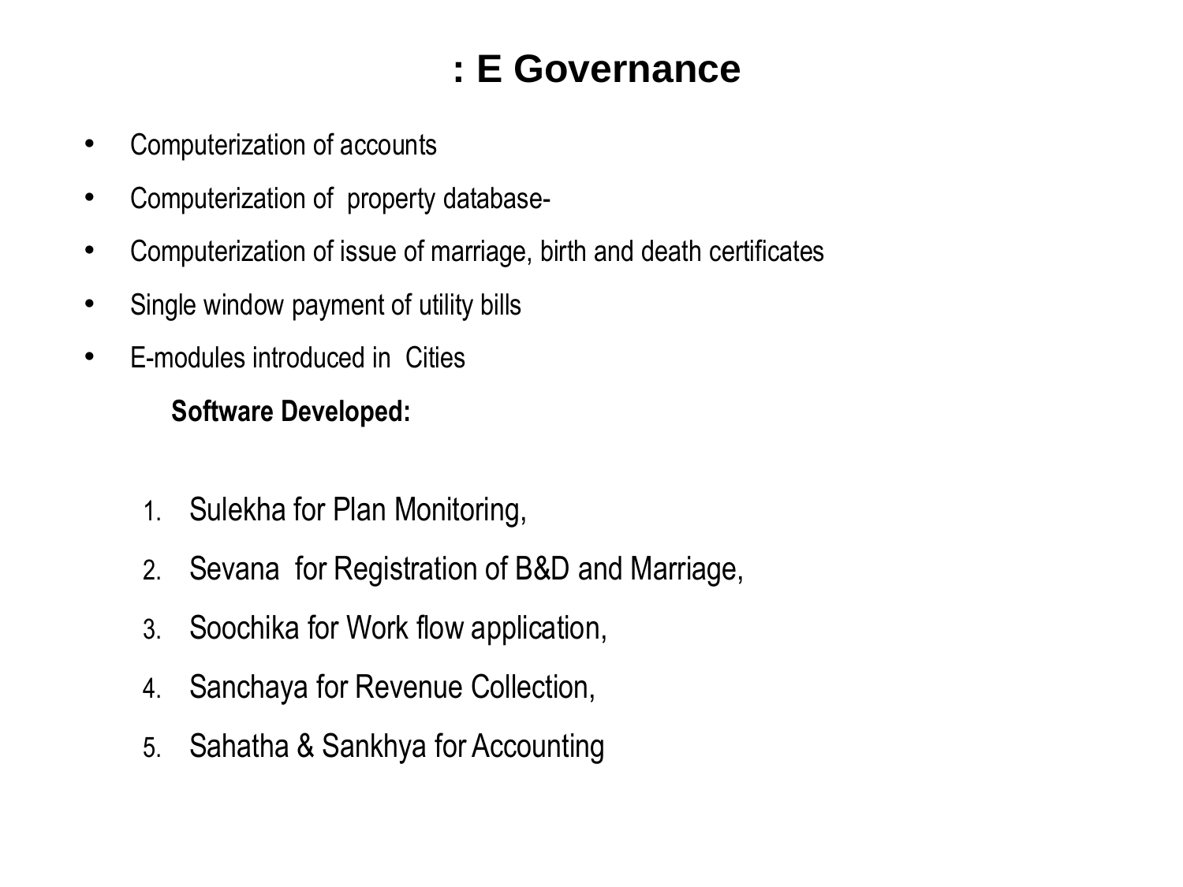# : E Governance

- Computerization of accounts
- Computerization of property database-
- Computerization of issue of marriage, birth and death certificates
- Single window payment of utility bills
- E-modules introduced in Cities

**Software Developed:**

1. Sulekha for Plan Monitoring,
2. Sevana for Registration of B&D and Marriage,
3. Soochika for Work flow application,
4. Sanchaya for Revenue Collection,
5. Sahatha & Sankhya for Accounting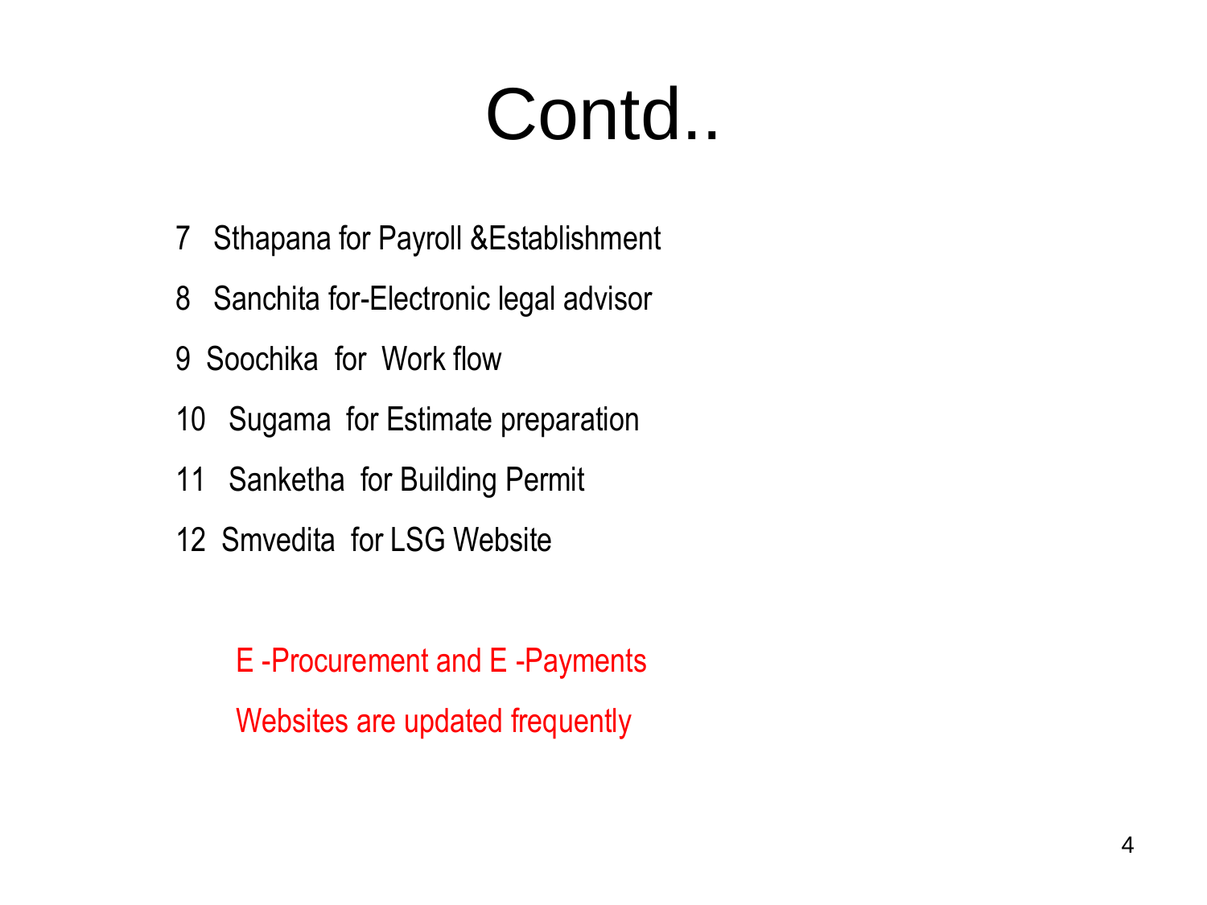# Contd..

7 Sthapana for Payroll &Establishment

8 Sanchita for-Electronic legal advisor

9 Soochika for Work flow

10 Sugama for Estimate preparation

11 Sanketha for Building Permit

12 Smvedita for LSG Website

E -Procurement and E -Payments

Websites are updated frequently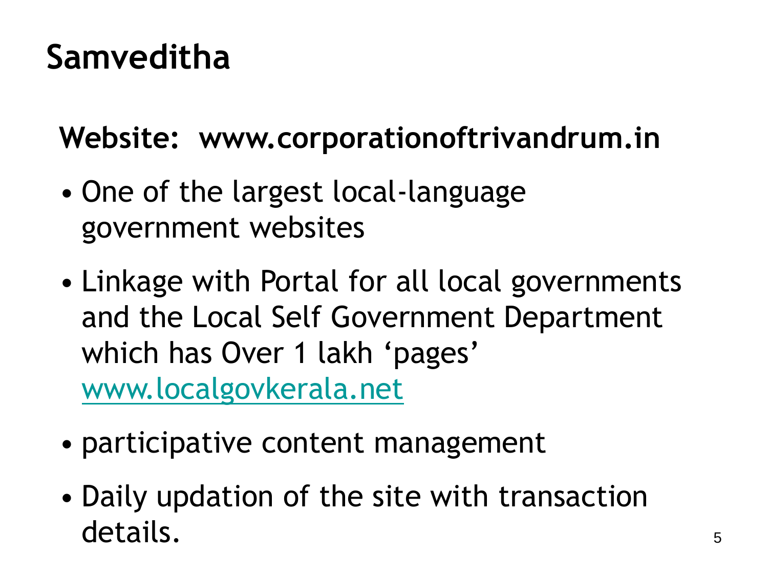# Samveditha

**Website: www.corporationoftrivandrum.in**

- One of the largest local-language government websites
- Linkage with Portal for all local governments and the Local Self Government Department which has Over 1 lakh 'pages' www.localgovkerala.net
- participative content management
- Daily updation of the site with transaction details.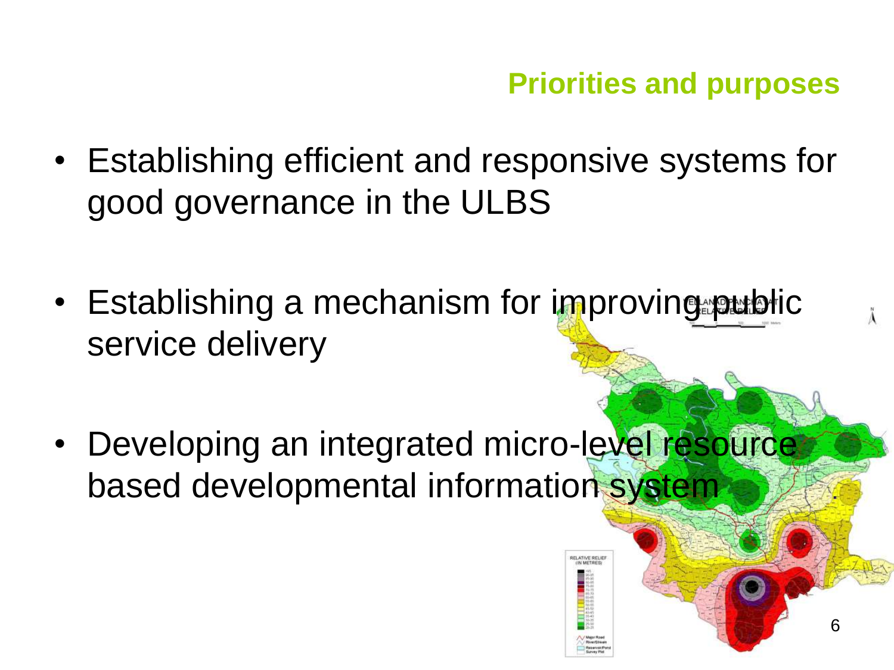## Priorities and purposes

- Establishing efficient and responsive systems for good governance in the ULBS
- Establishing a mechanism for improving public service delivery
- Developing an integrated micro-level resource based developmental information system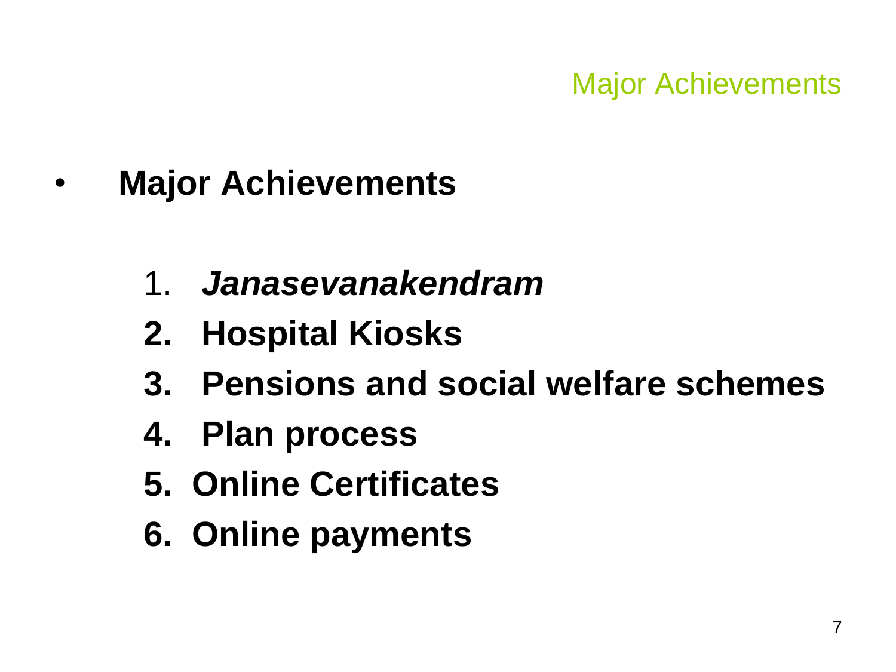## Major Achievements

- **Major Achievements**

  1. ***Janasevanakendram***
  2. **Hospital Kiosks**
  3. **Pensions and social welfare schemes**
  4. **Plan process**
  5. **Online Certificates**
  6. **Online payments**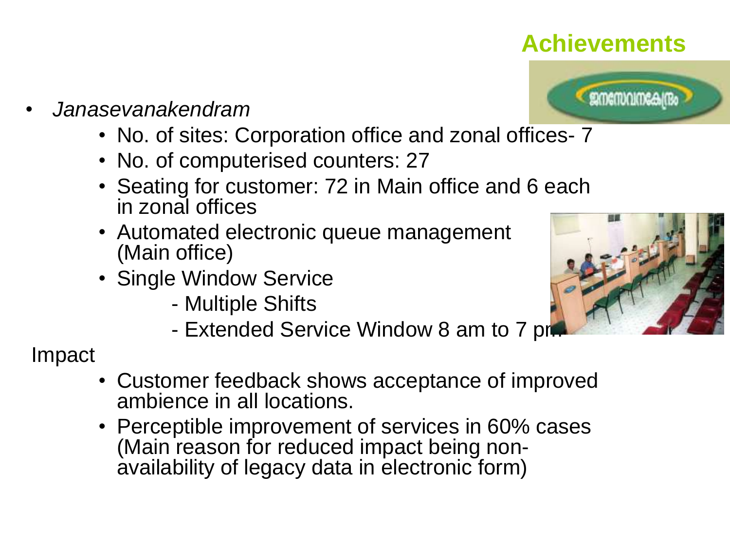# Achievements

- *Janasevanakendram*
  - No. of sites: Corporation office and zonal offices- 7
  - No. of computerised counters: 27
  - Seating for customer: 72 in Main office and 6 each in zonal offices
  - Automated electronic queue management (Main office)
  - Single Window Service
    - Multiple Shifts
    - Extended Service Window 8 am to 7 pm

Impact

- Customer feedback shows acceptance of improved ambience in all locations.
- Perceptible improvement of services in 60% cases (Main reason for reduced impact being non-availability of legacy data in electronic form)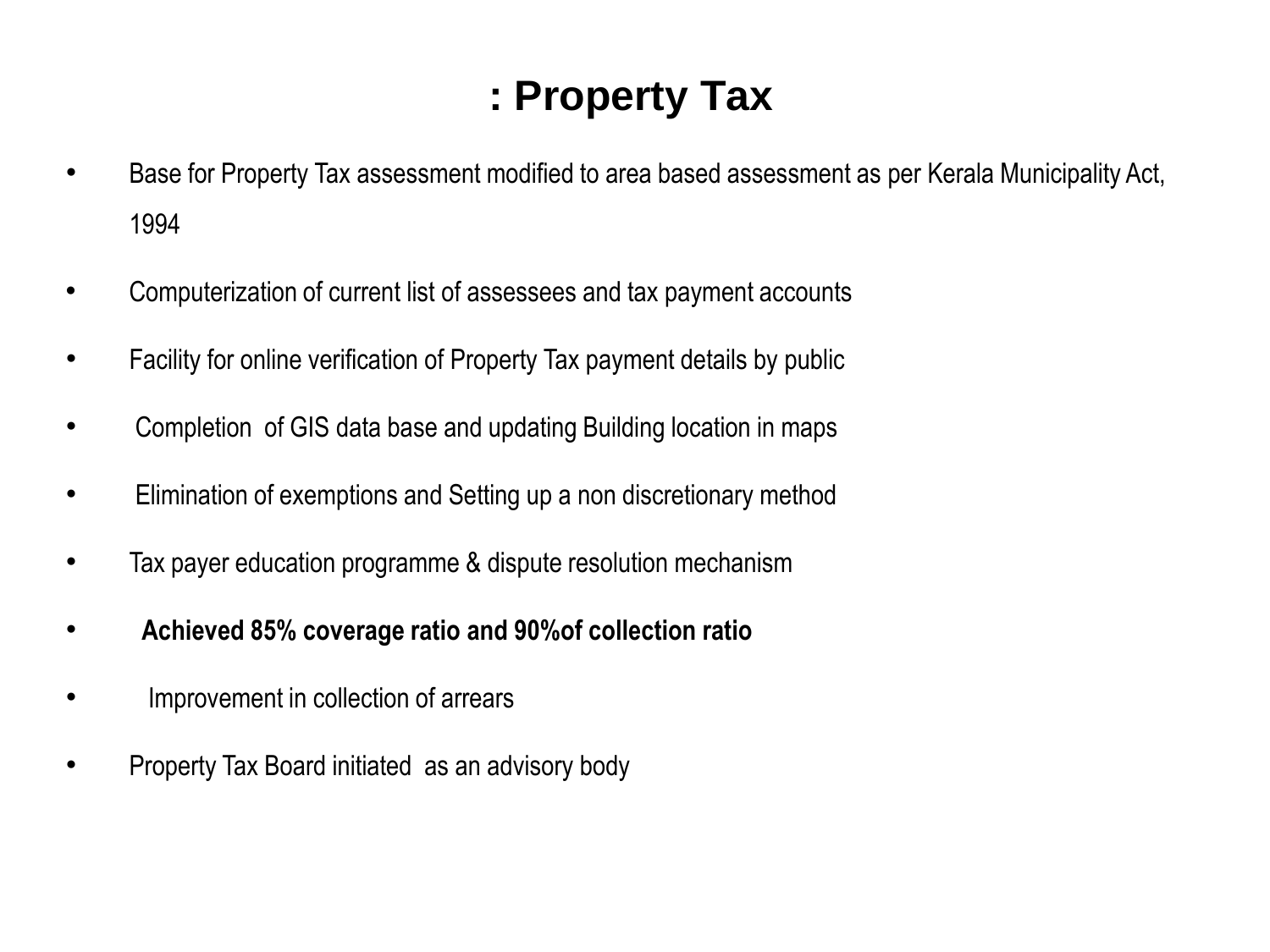# : Property Tax

- Base for Property Tax assessment modified to area based assessment as per Kerala Municipality Act, 1994
- Computerization of current list of assessees and tax payment accounts
- Facility for online verification of Property Tax payment details by public
- Completion of GIS data base and updating Building location in maps
- Elimination of exemptions and Setting up a non discretionary method
- Tax payer education programme & dispute resolution mechanism
- **Achieved 85% coverage ratio and 90%of collection ratio**
- Improvement in collection of arrears
- Property Tax Board initiated as an advisory body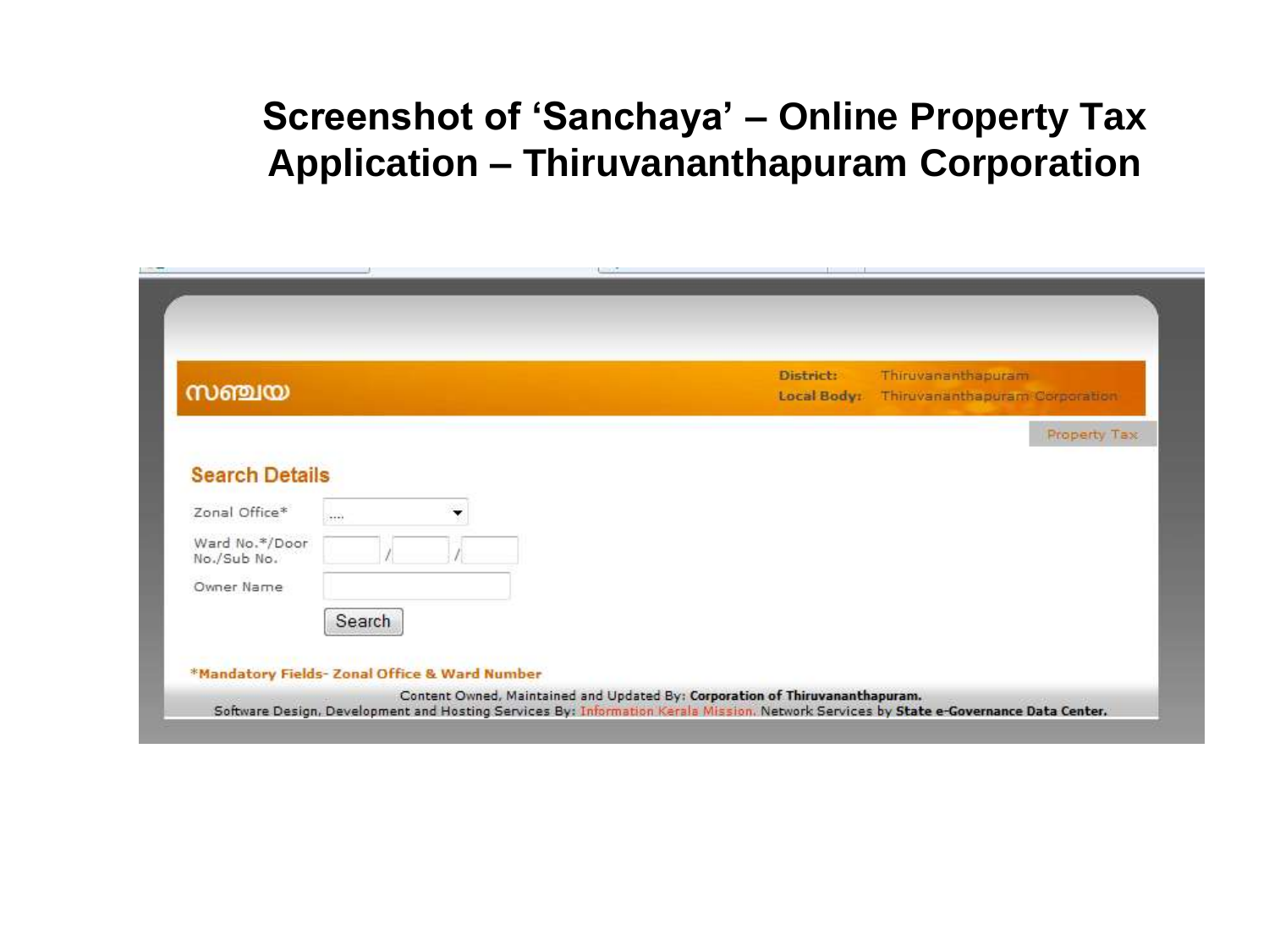# Screenshot of 'Sanchaya' – Online Property Tax Application – Thiruvananthapuram Corporation

സഞ്ചയ

**District:** Thiruvananthapuram
**Local Body:** Thiruvananthapuram Corporation

Property Tax

## Search Details

Zonal Office* ....

Ward No.*/Door No./Sub No. / /

Owner Name

Search

**\*Mandatory Fields- Zonal Office & Ward Number**

Content Owned, Maintained and Updated By: **Corporation of Thiruvananthapuram.**
Software Design, Development and Hosting Services By: Information Kerala Mission. Network Services by **State e-Governance Data Center.**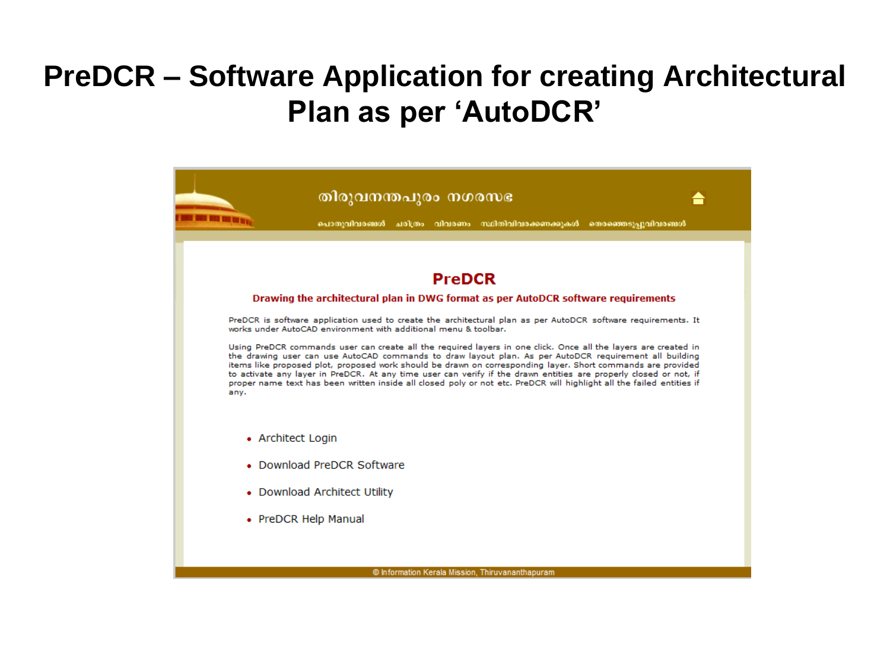# PreDCR – Software Application for creating Architectural Plan as per 'AutoDCR'

തിരുവനന്തപുരം നഗരസഭ

പൊതുവിവരങ്ങൾ ചരിത്രം വിവരണം സ്ഥിതിവിവരക്കണക്കുകൾ തെരഞ്ഞെടുപ്പുവിവരങ്ങൾ

## PreDCR

**Drawing the architectural plan in DWG format as per AutoDCR software requirements**

PreDCR is software application used to create the architectural plan as per AutoDCR software requirements. It works under AutoCAD environment with additional menu & toolbar.

Using PreDCR commands user can create all the required layers in one click. Once all the layers are created in the drawing user can use AutoCAD commands to draw layout plan. As per AutoDCR requirement all building items like proposed plot, proposed work should be drawn on corresponding layer. Short commands are provided to activate any layer in PreDCR. At any time user can verify if the drawn entities are properly closed or not, if proper name text has been written inside all closed poly or not etc. PreDCR will highlight all the failed entities if any.

- Architect Login
- Download PreDCR Software
- Download Architect Utility
- PreDCR Help Manual

© Information Kerala Mission, Thiruvananthapuram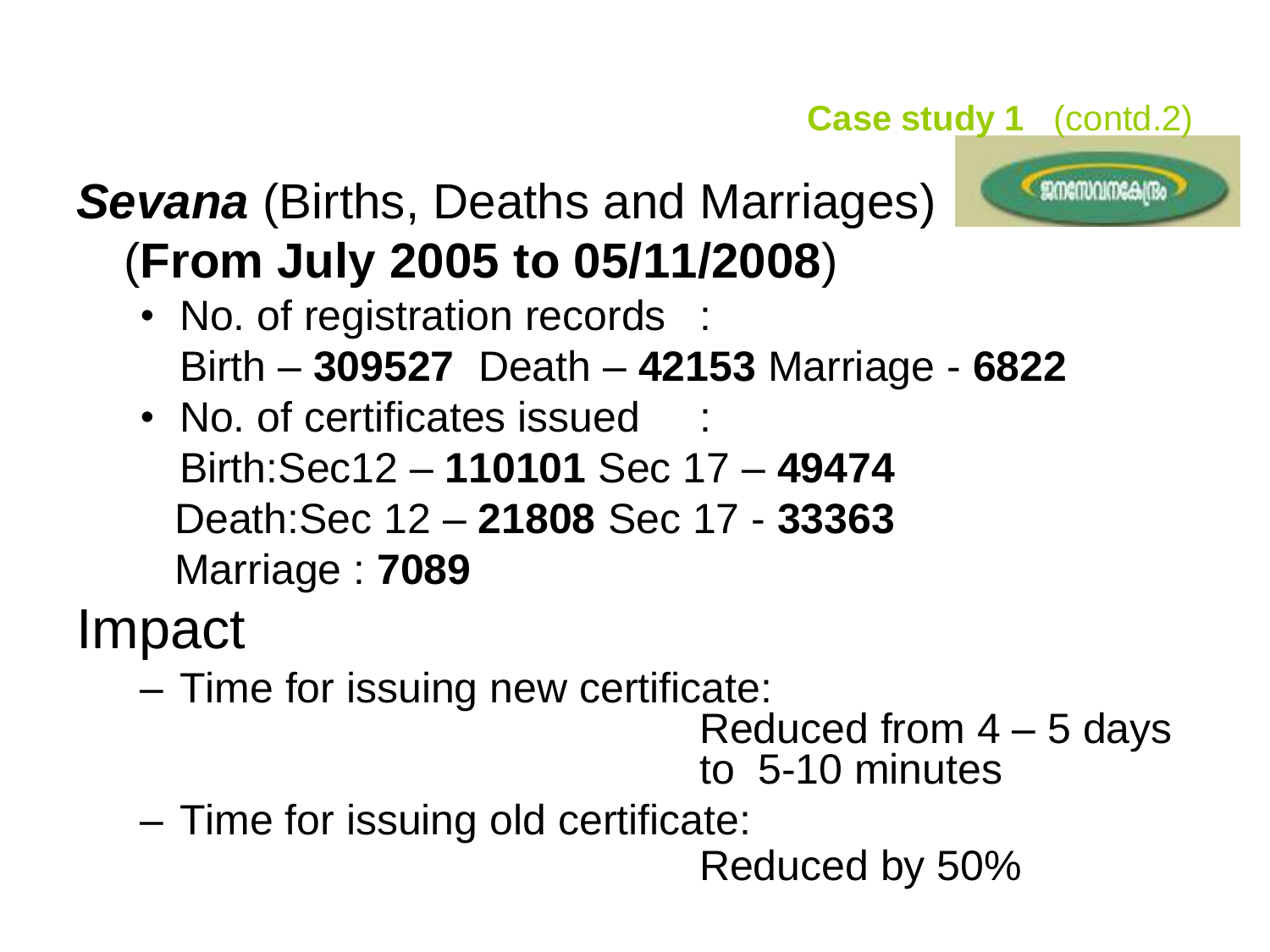**Case study 1** (contd.2)

## ***Sevana*** (Births, Deaths and Marriages) (**From July 2005 to 05/11/2008**)

- No. of registration records :
  Birth – **309527** Death – **42153** Marriage - **6822**
- No. of certificates issued :
  Birth:Sec12 – **110101** Sec 17 – **49474**
  Death:Sec 12 – **21808** Sec 17 - **33363**
  Marriage : **7089**

## Impact

- Time for issuing new certificate:
  Reduced from 4 – 5 days to 5-10 minutes
- Time for issuing old certificate:
  Reduced by 50%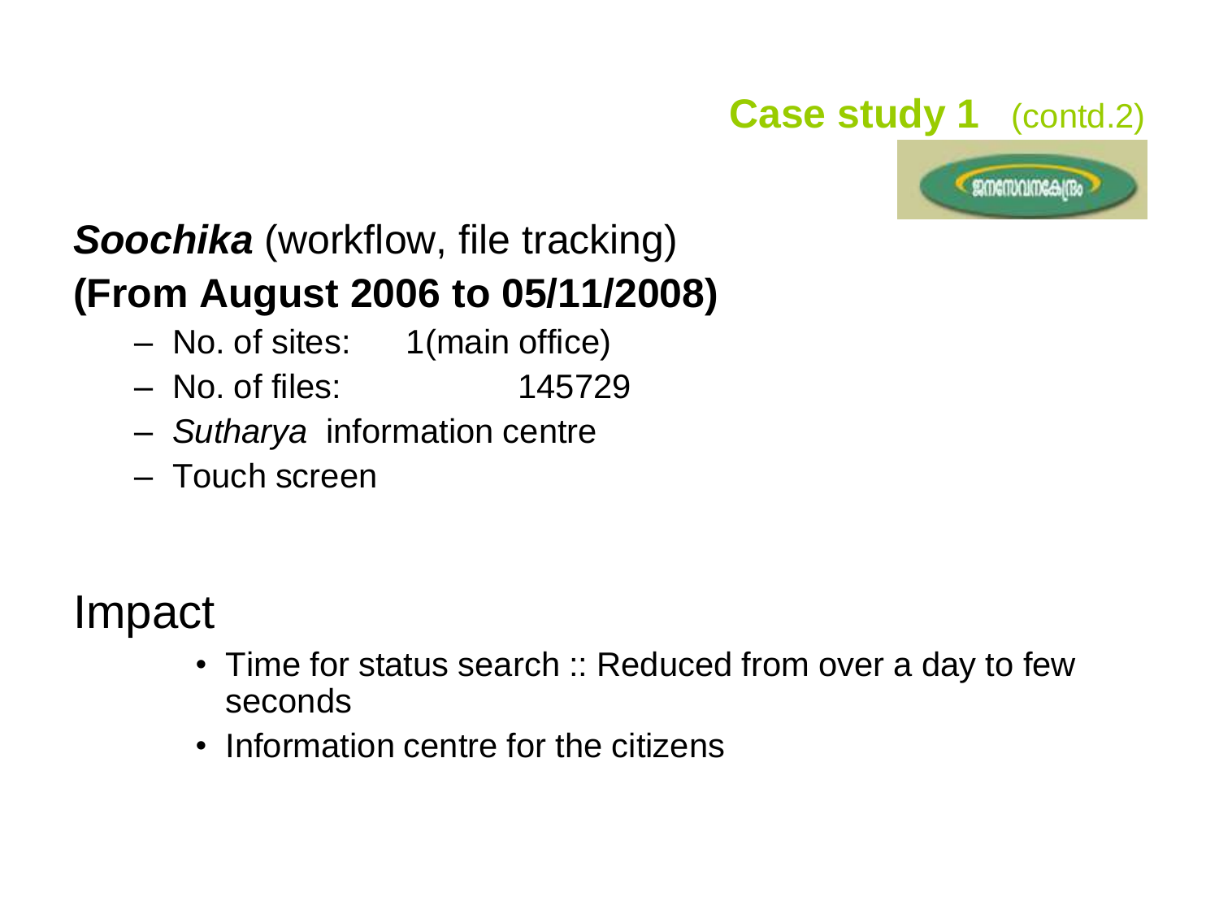## Case study 1 (contd.2)

***Soochika*** (workflow, file tracking)
**(From August 2006 to 05/11/2008)**

- No. of sites: 1(main office)
- No. of files: 145729
- *Sutharya* information centre
- Touch screen

## Impact

- Time for status search :: Reduced from over a day to few seconds
- Information centre for the citizens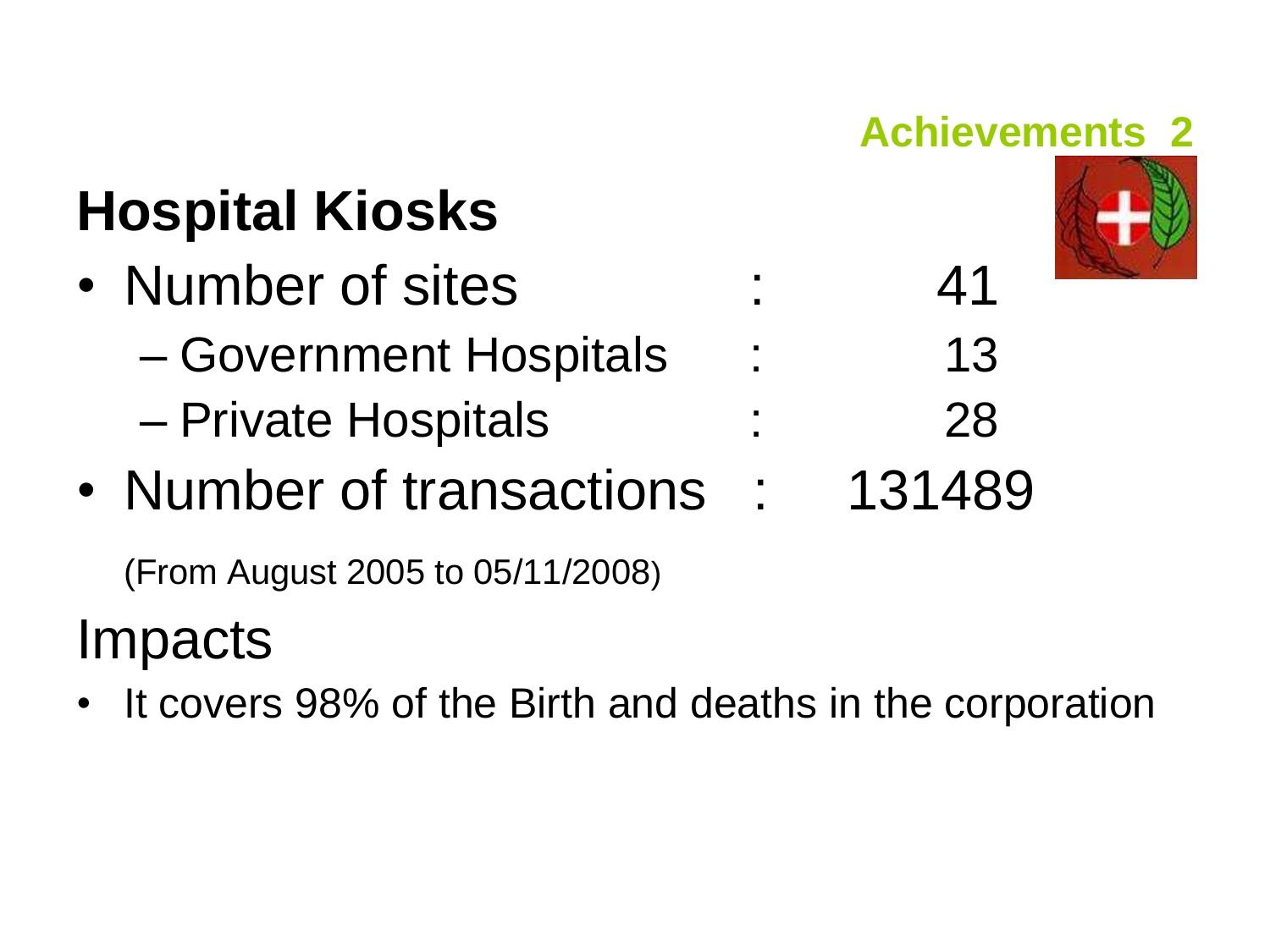**Achievements 2**

# Hospital Kiosks

- Number of sites : 41
  - Government Hospitals : 13
  - Private Hospitals : 28
- Number of transactions : 131489

(From August 2005 to 05/11/2008)

## Impacts

- It covers 98% of the Birth and deaths in the corporation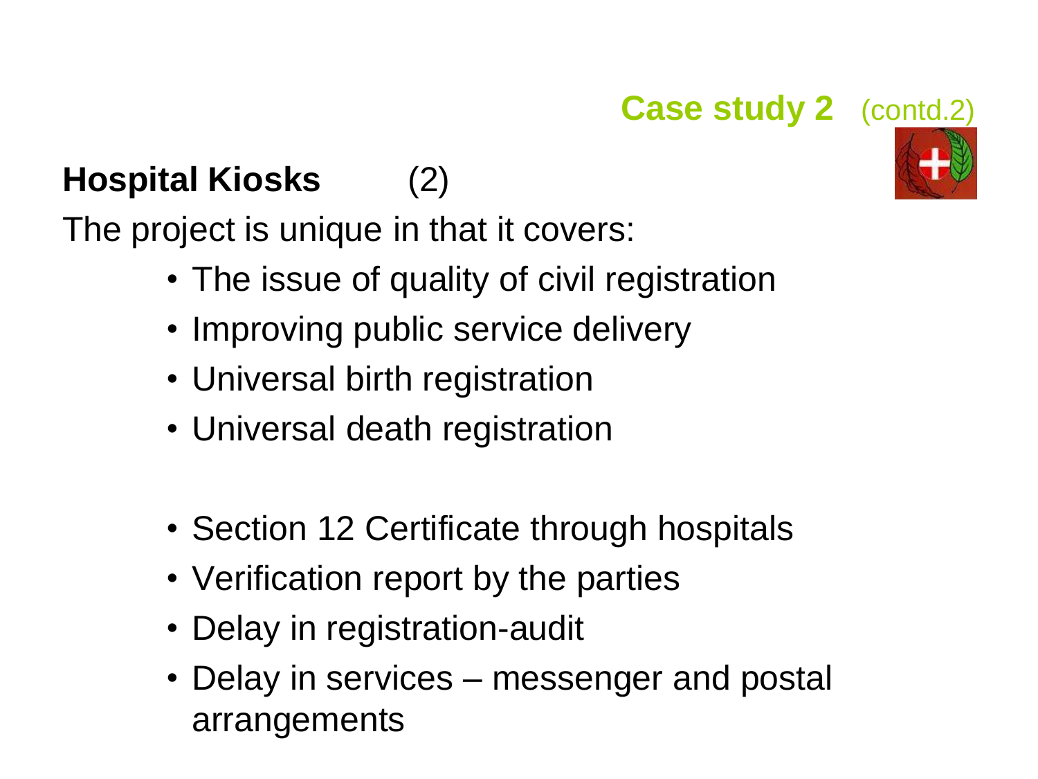**Case study 2** (contd.2)

## Hospital Kiosks (2)

The project is unique in that it covers:

- The issue of quality of civil registration
- Improving public service delivery
- Universal birth registration
- Universal death registration

- Section 12 Certificate through hospitals
- Verification report by the parties
- Delay in registration-audit
- Delay in services – messenger and postal arrangements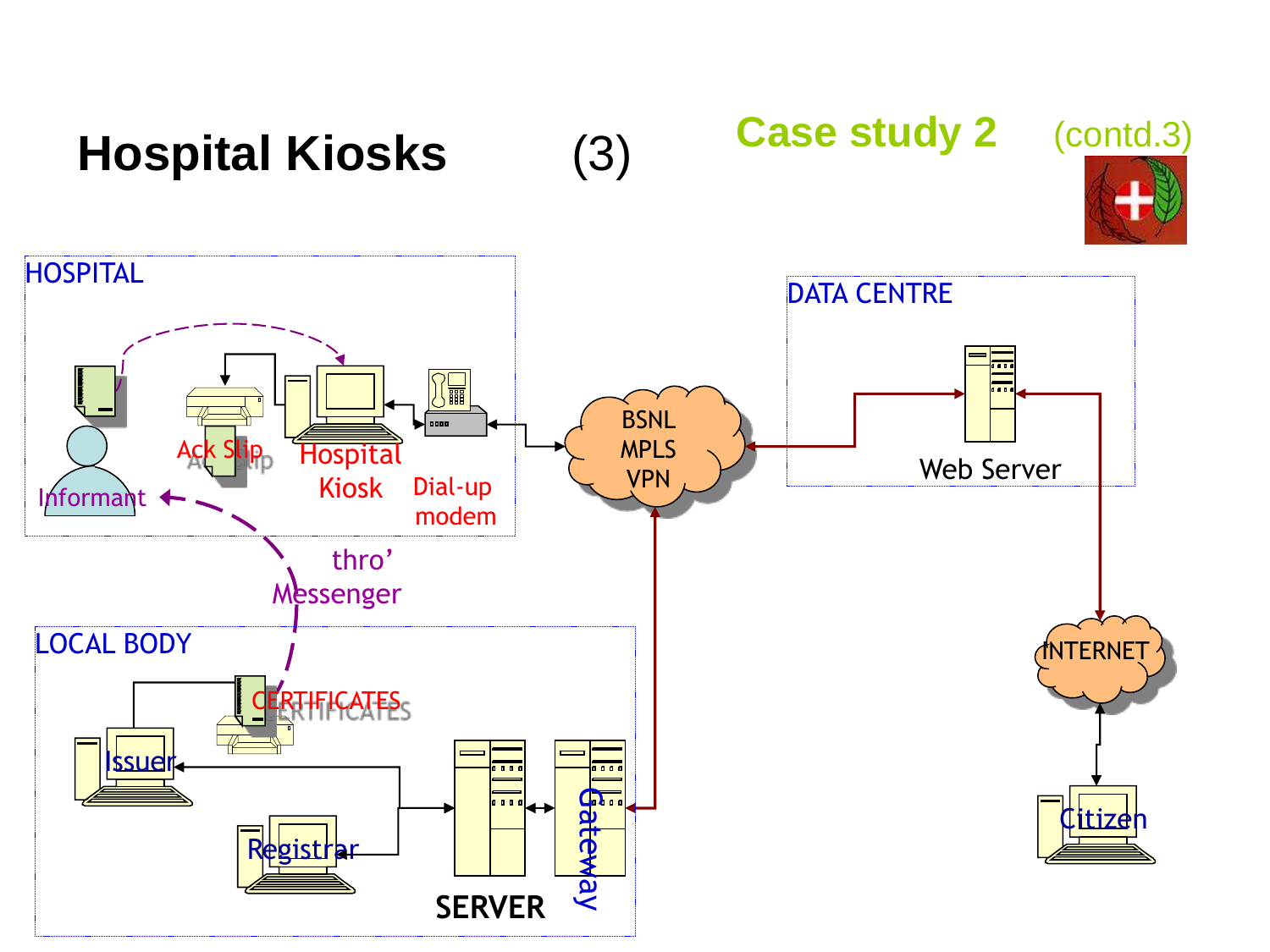# Hospital Kiosks (3)

**Case study 2** (contd.3)

HOSPITAL

Informant

Ack Slip

Hospital Kiosk

Dial-up modem

thro' Messenger

BSNL MPLS VPN

DATA CENTRE

Web Server

INTERNET

Citizen

LOCAL BODY

CERTIFICATES

Issuer

Registrar

SERVER

Gateway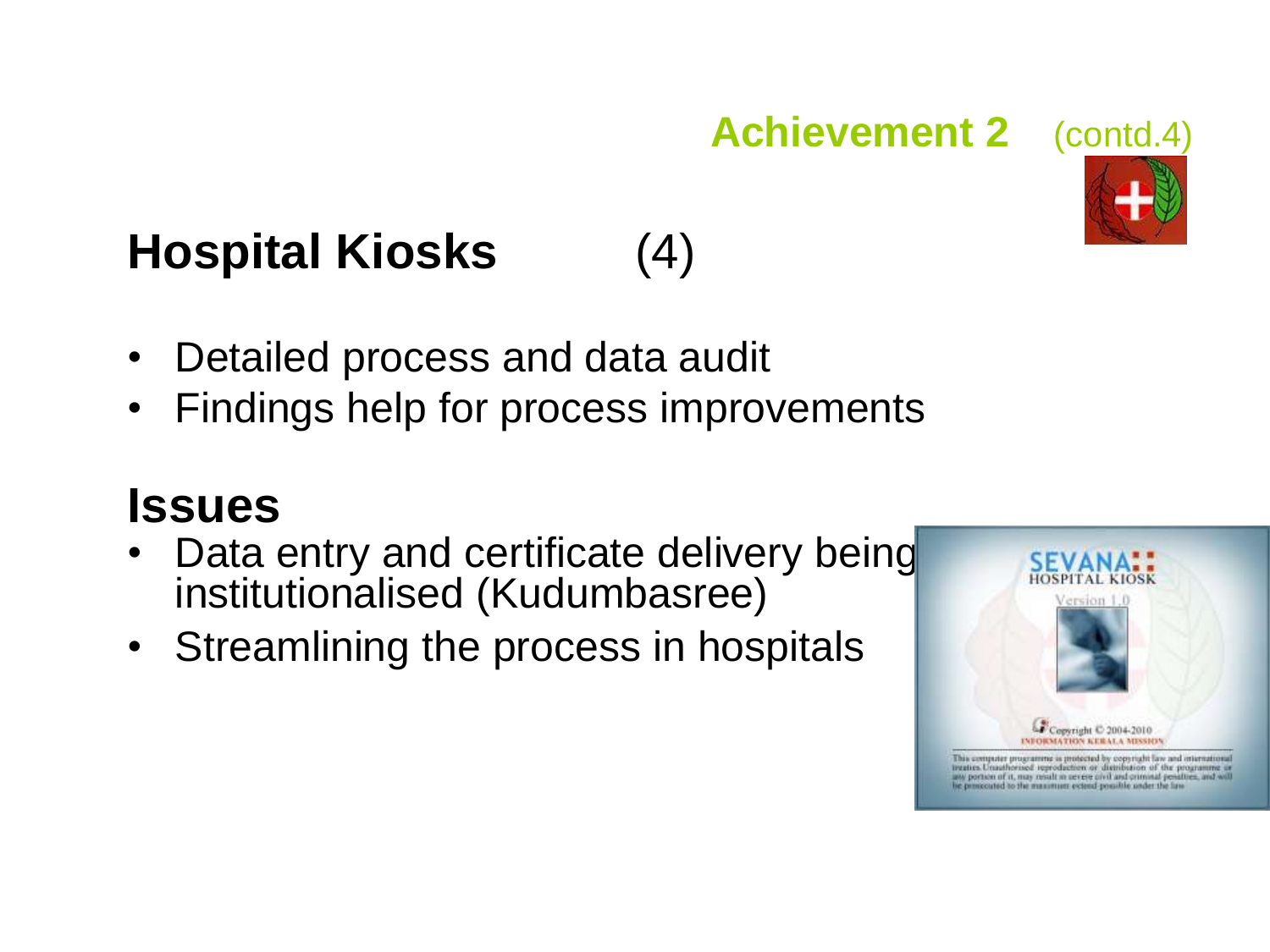**Achievement 2** (contd.4)

## Hospital Kiosks (4)

- Detailed process and data audit
- Findings help for process improvements

## Issues

- Data entry and certificate delivery being institutionalised (Kudumbasree)
- Streamlining the process in hospitals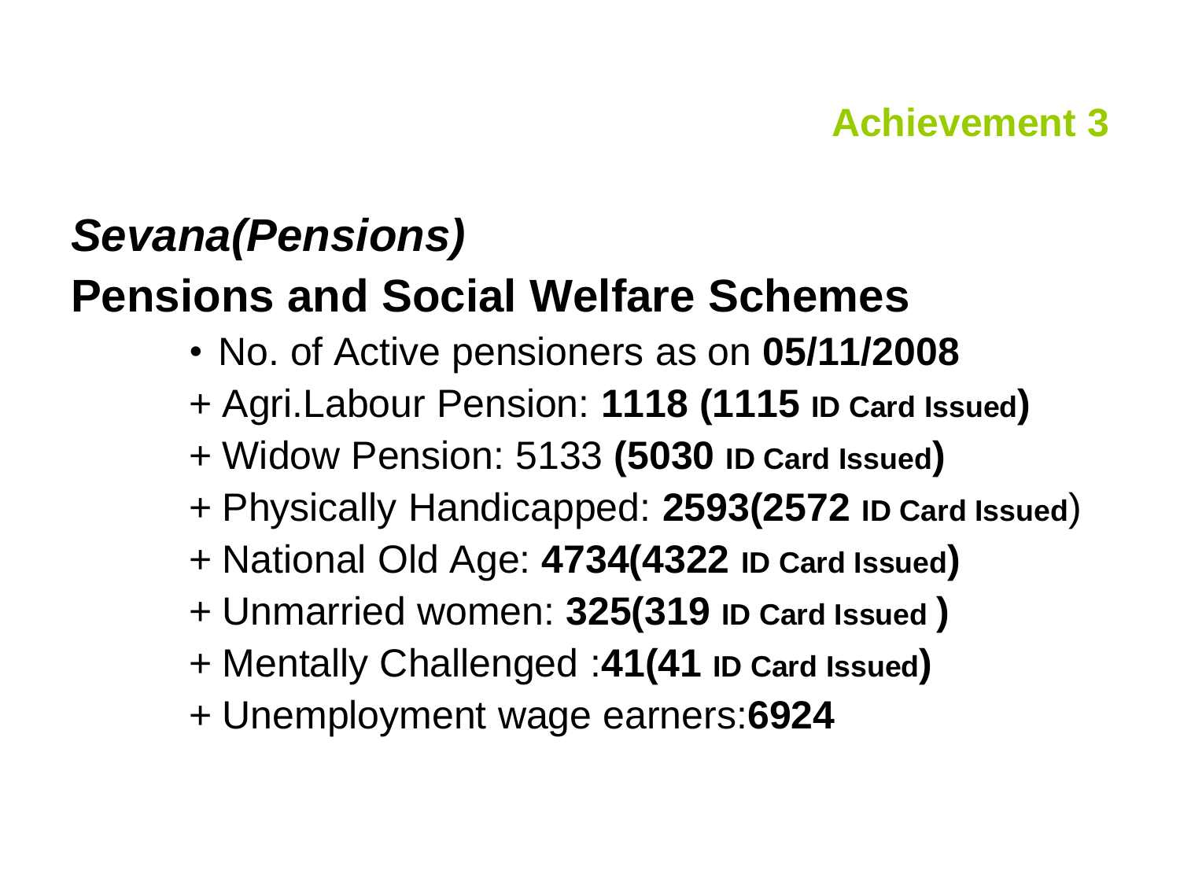Achievement 3

## *Sevana(Pensions)*

## Pensions and Social Welfare Schemes

- No. of Active pensioners as on **05/11/2008**

+ Agri.Labour Pension: **1118 (1115 ID Card Issued)**

+ Widow Pension: 5133 **(5030 ID Card Issued)**

+ Physically Handicapped: **2593(2572 ID Card Issued**)

+ National Old Age: **4734(4322 ID Card Issued)**

+ Unmarried women: **325(319 ID Card Issued )**

+ Mentally Challenged :**41(41 ID Card Issued)**

+ Unemployment wage earners:**6924**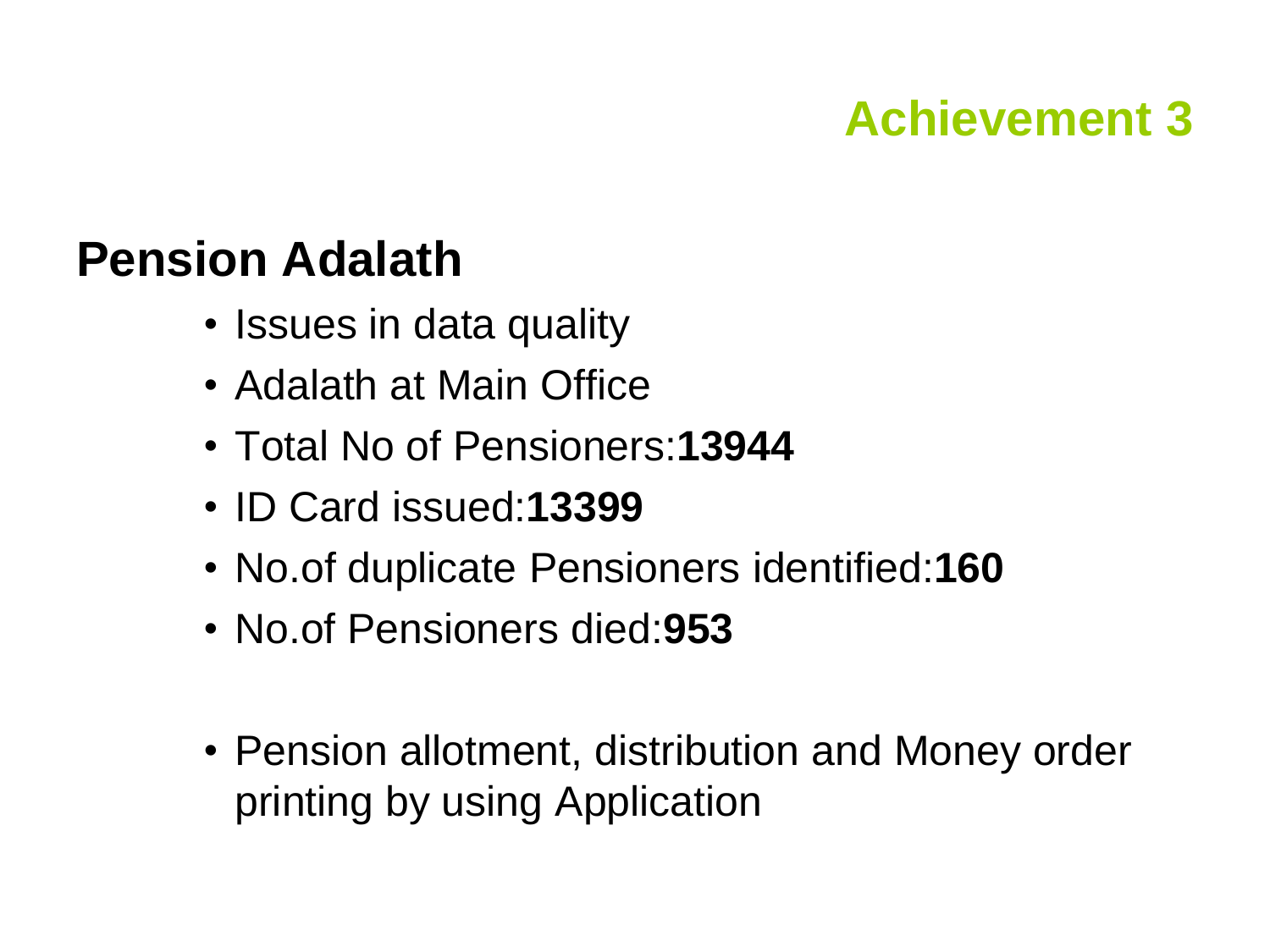# Achievement 3

## Pension Adalath

- Issues in data quality
- Adalath at Main Office
- Total No of Pensioners:**13944**
- ID Card issued:**13399**
- No.of duplicate Pensioners identified:**160**
- No.of Pensioners died:**953**

- Pension allotment, distribution and Money order printing by using Application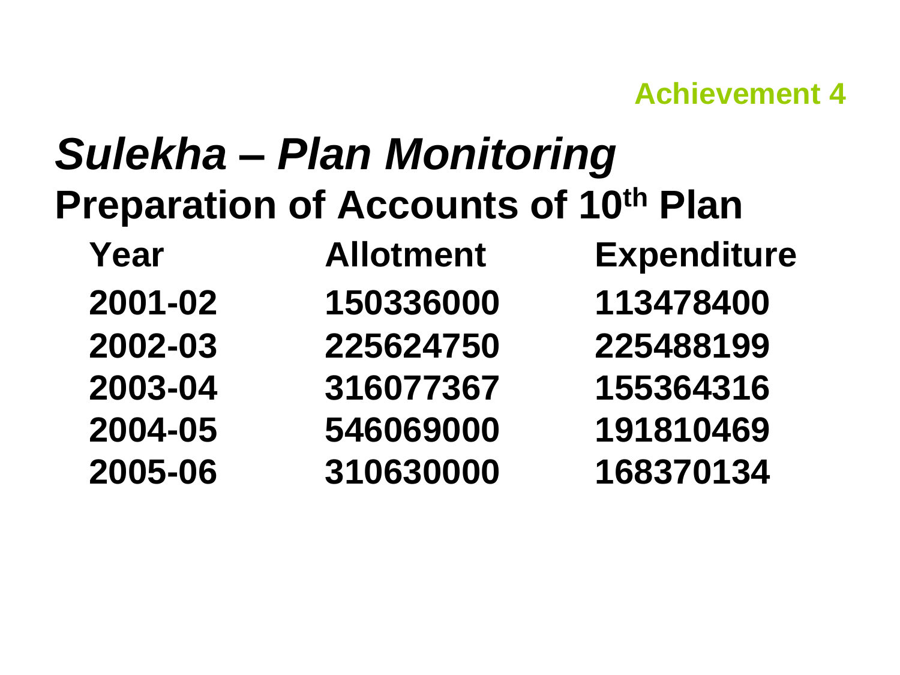Achievement 4

# *Sulekha – Plan Monitoring*

## Preparation of Accounts of 10th Plan

| Year | Allotment | Expenditure |
|---|---|---|
| 2001-02 | 150336000 | 113478400 |
| 2002-03 | 225624750 | 225488199 |
| 2003-04 | 316077367 | 155364316 |
| 2004-05 | 546069000 | 191810469 |
| 2005-06 | 310630000 | 168370134 |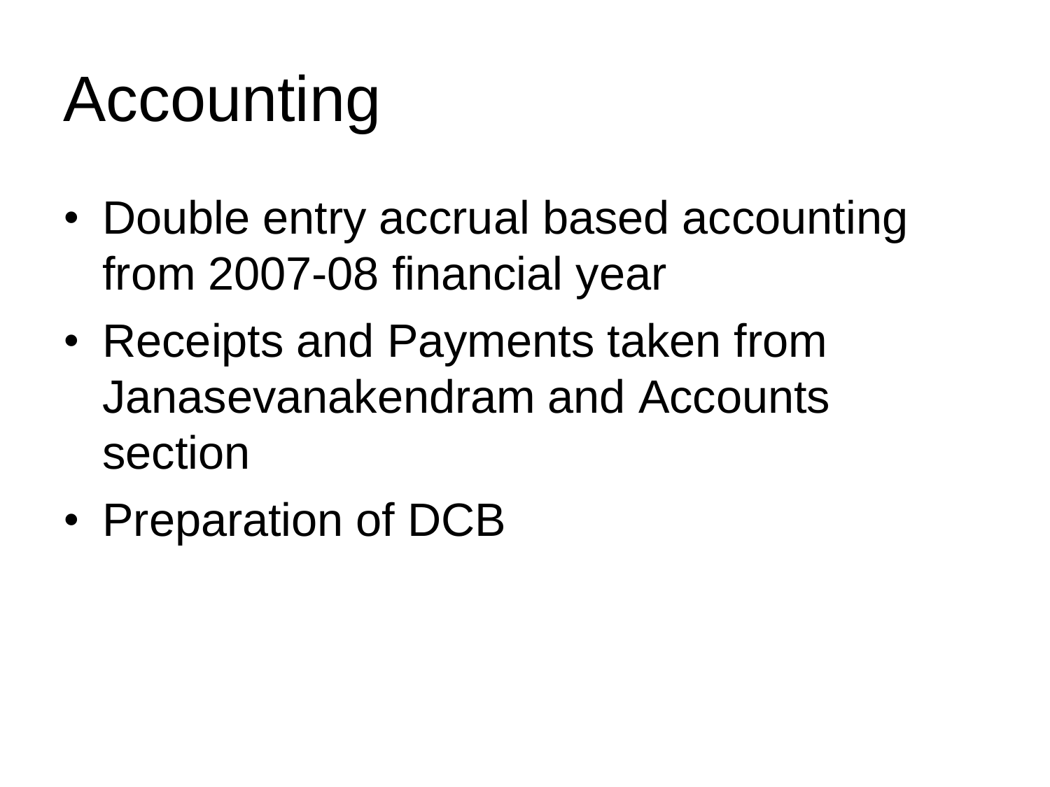# Accounting

- Double entry accrual based accounting from 2007-08 financial year
- Receipts and Payments taken from Janasevanakendram and Accounts section
- Preparation of DCB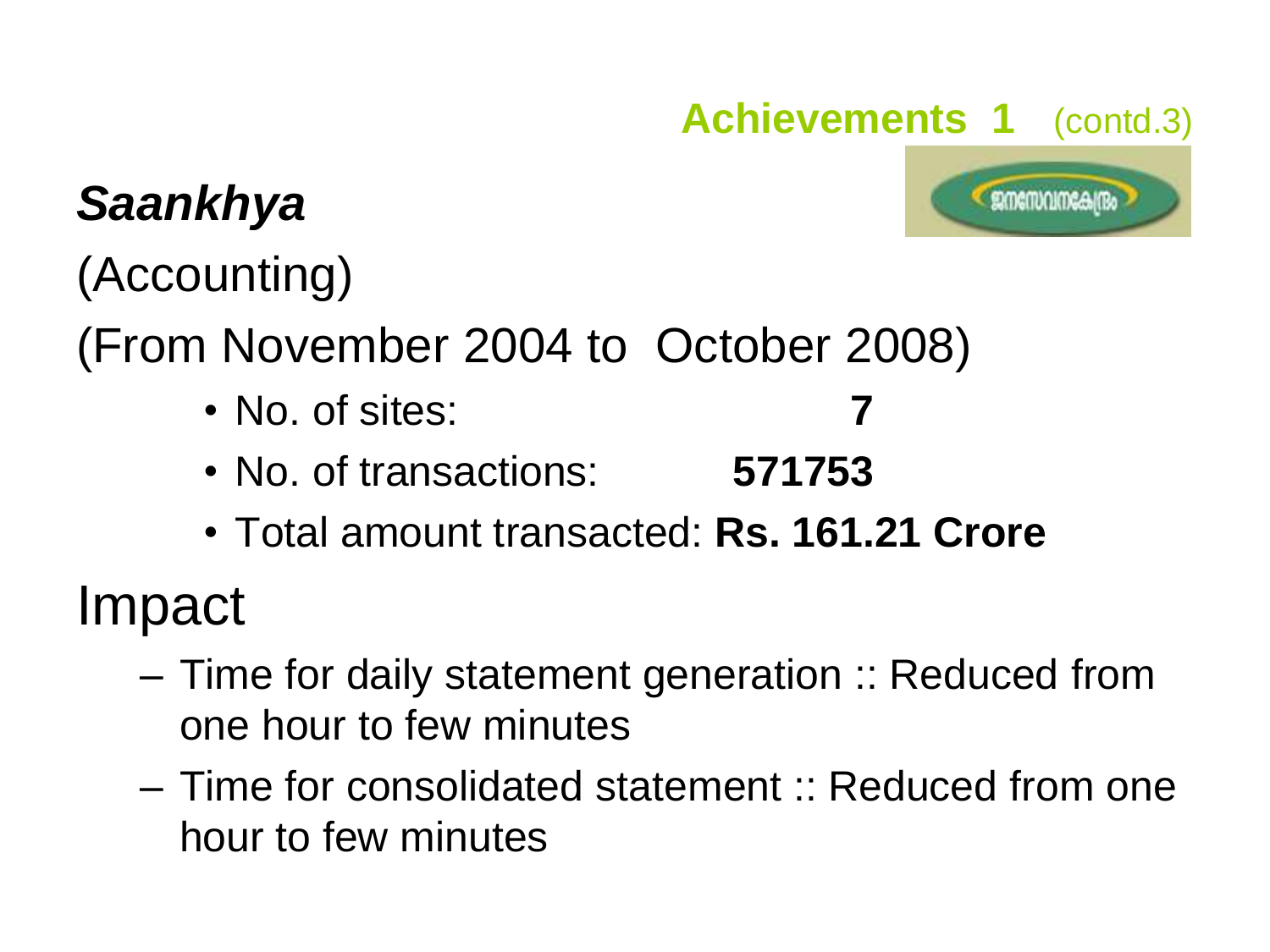## Achievements 1 (contd.3)

***Saankhya***

(Accounting)

(From November 2004 to October 2008)

- No. of sites: **7**
- No. of transactions: **571753**
- Total amount transacted: **Rs. 161.21 Crore**

# Impact

- Time for daily statement generation :: Reduced from one hour to few minutes
- Time for consolidated statement :: Reduced from one hour to few minutes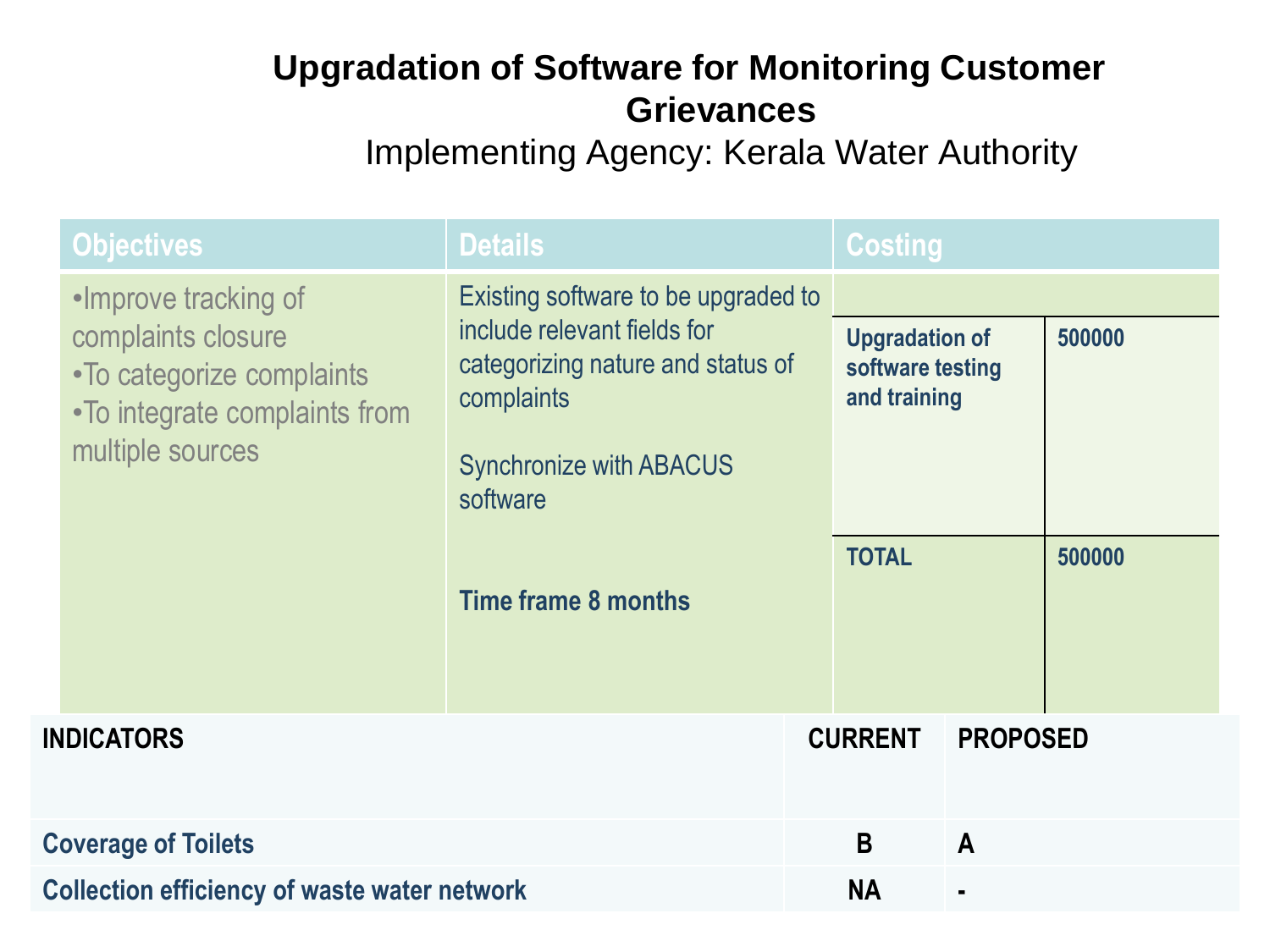# Upgradation of Software for Monitoring Customer Grievances

Implementing Agency: Kerala Water Authority

| Objectives | Details | Costing | |
|---|---|---|---|
| •Improve tracking of complaints closure<br>•To categorize complaints<br>•To integrate complaints from multiple sources | Existing software to be upgraded to include relevant fields for categorizing nature and status of complaints<br><br>Synchronize with ABACUS software<br><br>**Time frame 8 months** | | |
| | | **Upgradation of software testing and training** | **500000** |
| | | **TOTAL** | **500000** |

| INDICATORS | CURRENT | PROPOSED |
|---|---|---|
| Coverage of Toilets | B | A |
| Collection efficiency of waste water network | NA | - |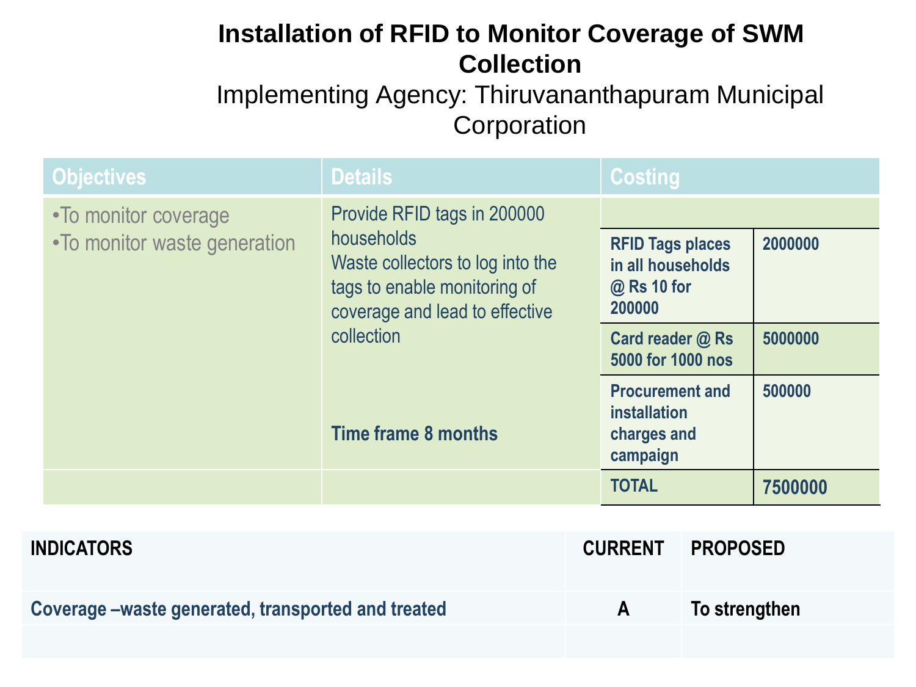# Installation of RFID to Monitor Coverage of SWM Collection

Implementing Agency: Thiruvananthapuram Municipal Corporation

| Objectives | Details | Costing | |
|---|---|---|---|
| •To monitor coverage<br>•To monitor waste generation | Provide RFID tags in 200000 households<br>Waste collectors to log into the tags to enable monitoring of coverage and lead to effective collection<br><br>**Time frame 8 months** | | |
| | | **RFID Tags places in all households @ Rs 10 for 200000** | **2000000** |
| | | **Card reader @ Rs 5000 for 1000 nos** | **5000000** |
| | | **Procurement and installation charges and campaign** | **500000** |
| | | **TOTAL** | **7500000** |

| INDICATORS | CURRENT | PROPOSED |
|---|---|---|
| **Coverage –waste generated, transported and treated** | **A** | **To strengthen** |
| | | |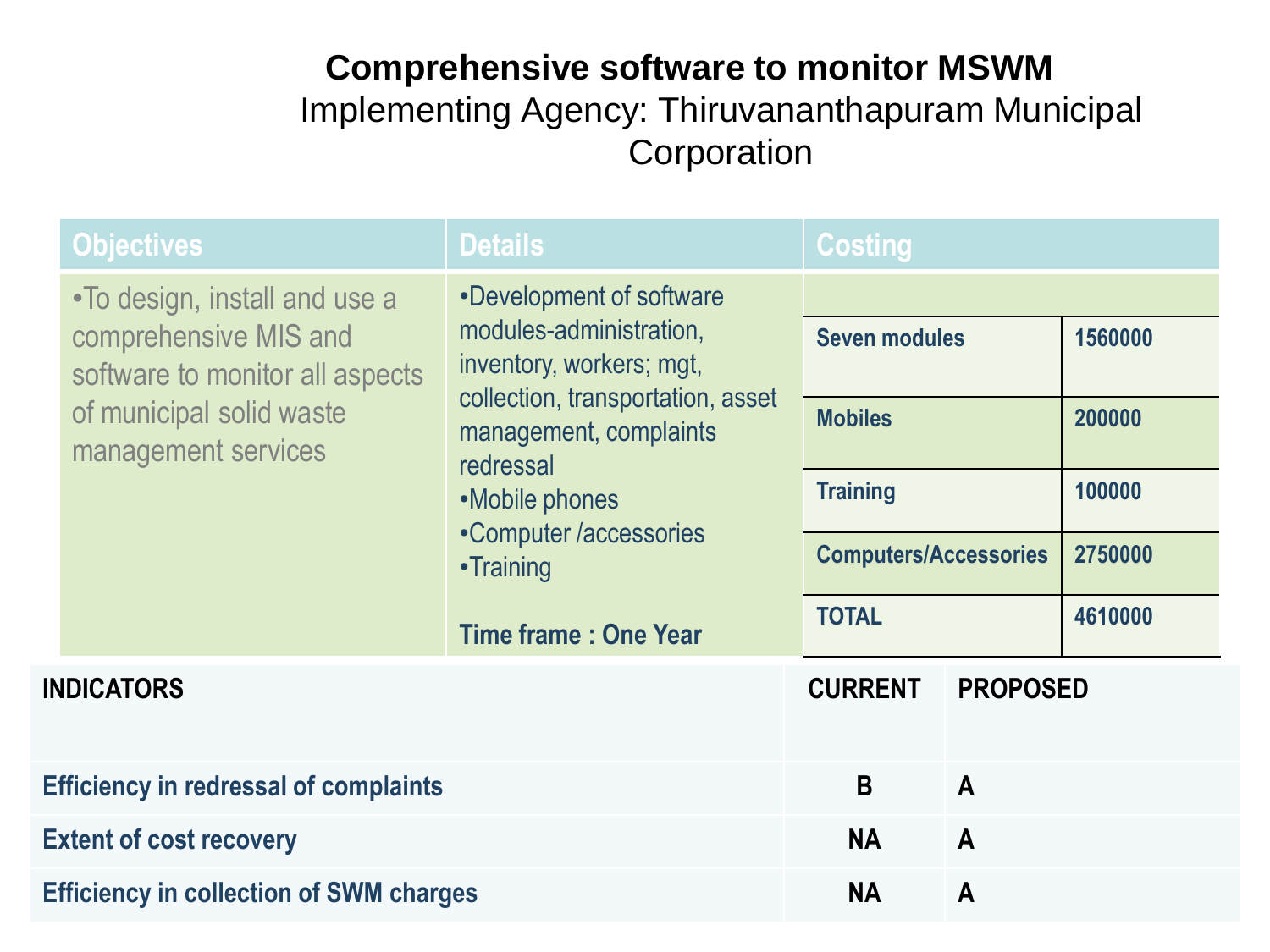# Comprehensive software to monitor MSWM

Implementing Agency: Thiruvananthapuram Municipal Corporation

| Objectives | Details | Costing | |
|---|---|---|---|
| •To design, install and use a comprehensive MIS and software to monitor all aspects of municipal solid waste management services | •Development of software modules-administration, inventory, workers; mgt, collection, transportation, asset management, complaints redressal<br>•Mobile phones<br>•Computer /accessories<br>•Training<br><br>**Time frame : One Year** | | |
| | | **Seven modules** | **1560000** |
| | | **Mobiles** | **200000** |
| | | **Training** | **100000** |
| | | **Computers/Accessories** | **2750000** |
| | | **TOTAL** | **4610000** |

| INDICATORS | CURRENT | PROPOSED |
|---|---|---|
| **Efficiency in redressal of complaints** | **B** | **A** |
| **Extent of cost recovery** | **NA** | **A** |
| **Efficiency in collection of SWM charges** | **NA** | **A** |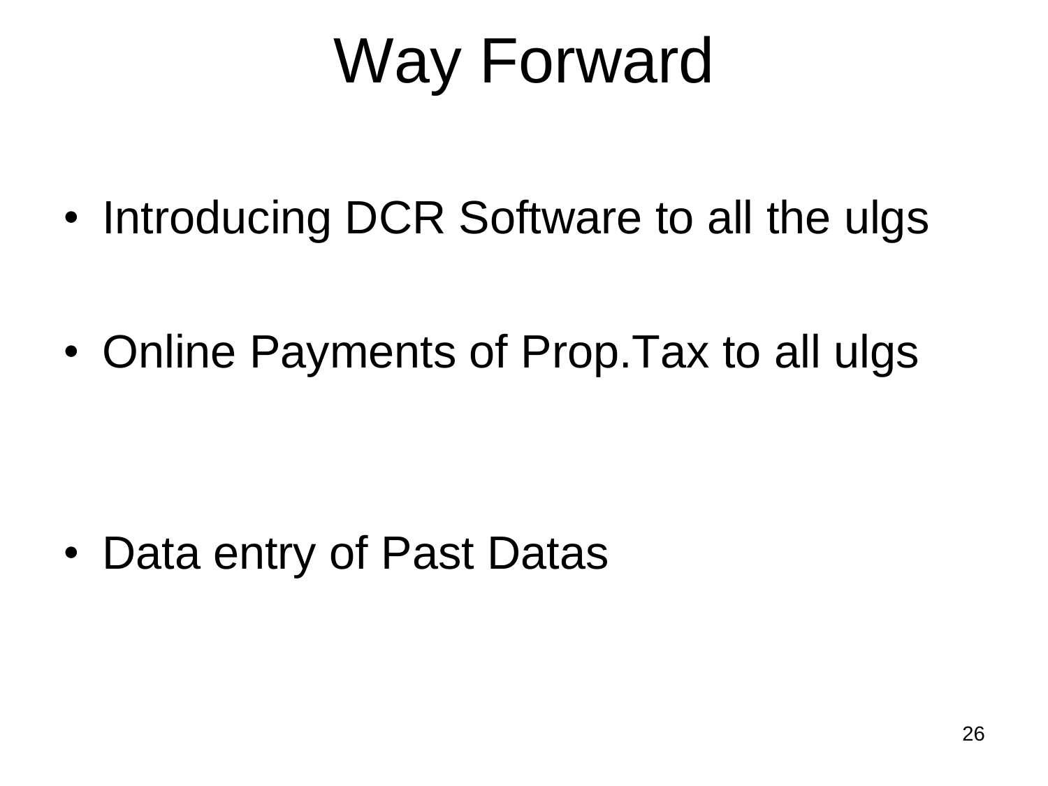# Way Forward

- Introducing DCR Software to all the ulgs
- Online Payments of Prop.Tax to all ulgs
- Data entry of Past Datas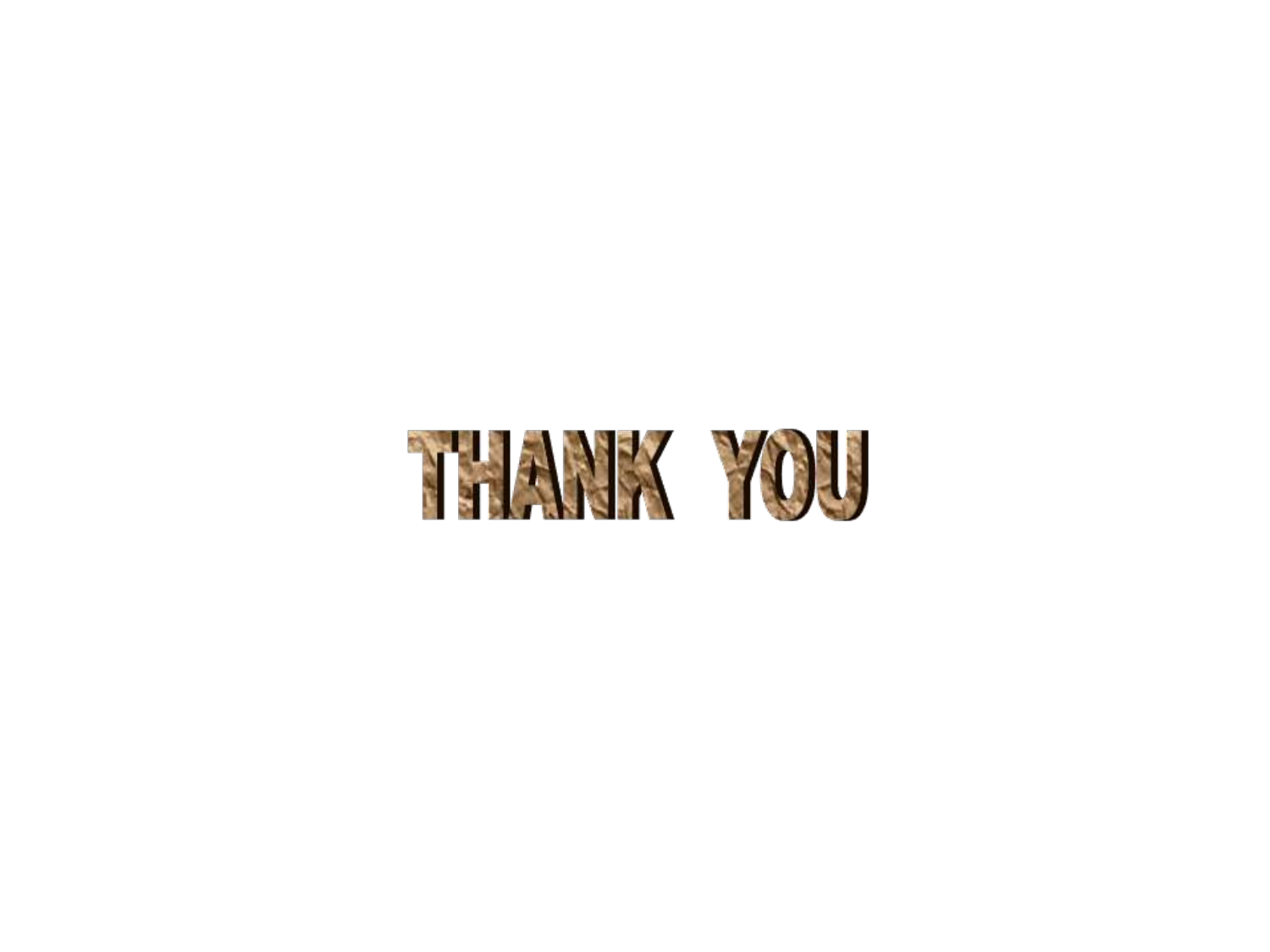# THANK YOU